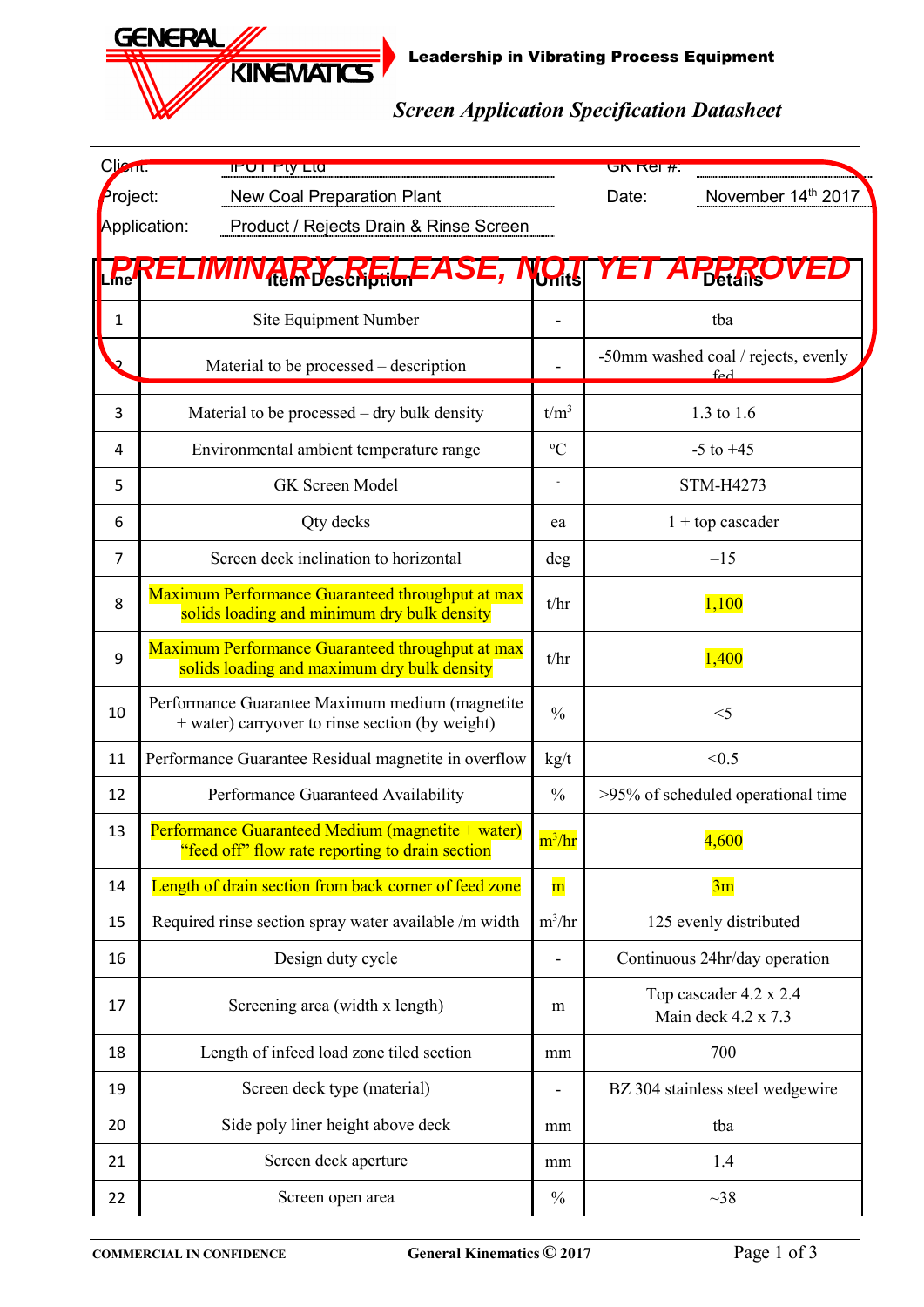GENERAL KINEMATICS

**Leadership in Vibrating Process Equipment**

***Screen Application Specification Datasheet***

Client: IPOT Pty Ltd | GK Ref #:

Project: New Coal Preparation Plant | Date: November 14th 2017

Application: Product / Rejects Drain & Rinse Screen

**PRELIMINARY RELEASE, NOT YET APPROVED**

| Line | Item Description | Units | Details |
|---|---|---|---|
| 1 | Site Equipment Number | - | tba |
| 2 | Material to be processed – description | - | -50mm washed coal / rejects, evenly fed |
| 3 | Material to be processed – dry bulk density | t/m$^3$ | 1.3 to 1.6 |
| 4 | Environmental ambient temperature range | ºC | -5 to +45 |
| 5 | GK Screen Model | - | STM-H4273 |
| 6 | Qty decks | ea | 1 + top cascader |
| 7 | Screen deck inclination to horizontal | deg | –15 |
| 8 | Maximum Performance Guaranteed throughput at max solids loading and minimum dry bulk density | t/hr | 1,100 |
| 9 | Maximum Performance Guaranteed throughput at max solids loading and maximum dry bulk density | t/hr | 1,400 |
| 10 | Performance Guarantee Maximum medium (magnetite + water) carryover to rinse section (by weight) | % | <5 |
| 11 | Performance Guarantee Residual magnetite in overflow | kg/t | <0.5 |
| 12 | Performance Guaranteed Availability | % | >95% of scheduled operational time |
| 13 | Performance Guaranteed Medium (magnetite + water) “feed off” flow rate reporting to drain section | m$^3$/hr | 4,600 |
| 14 | Length of drain section from back corner of feed zone | m | 3m |
| 15 | Required rinse section spray water available /m width | m$^3$/hr | 125 evenly distributed |
| 16 | Design duty cycle | - | Continuous 24hr/day operation |
| 17 | Screening area (width x length) | m | Top cascader 4.2 x 2.4<br>Main deck 4.2 x 7.3 |
| 18 | Length of infeed load zone tiled section | mm | 700 |
| 19 | Screen deck type (material) | - | BZ 304 stainless steel wedgewire |
| 20 | Side poly liner height above deck | mm | tba |
| 21 | Screen deck aperture | mm | 1.4 |
| 22 | Screen open area | % | ~38 |

COMMERCIAL IN CONFIDENCE — General Kinematics © 2017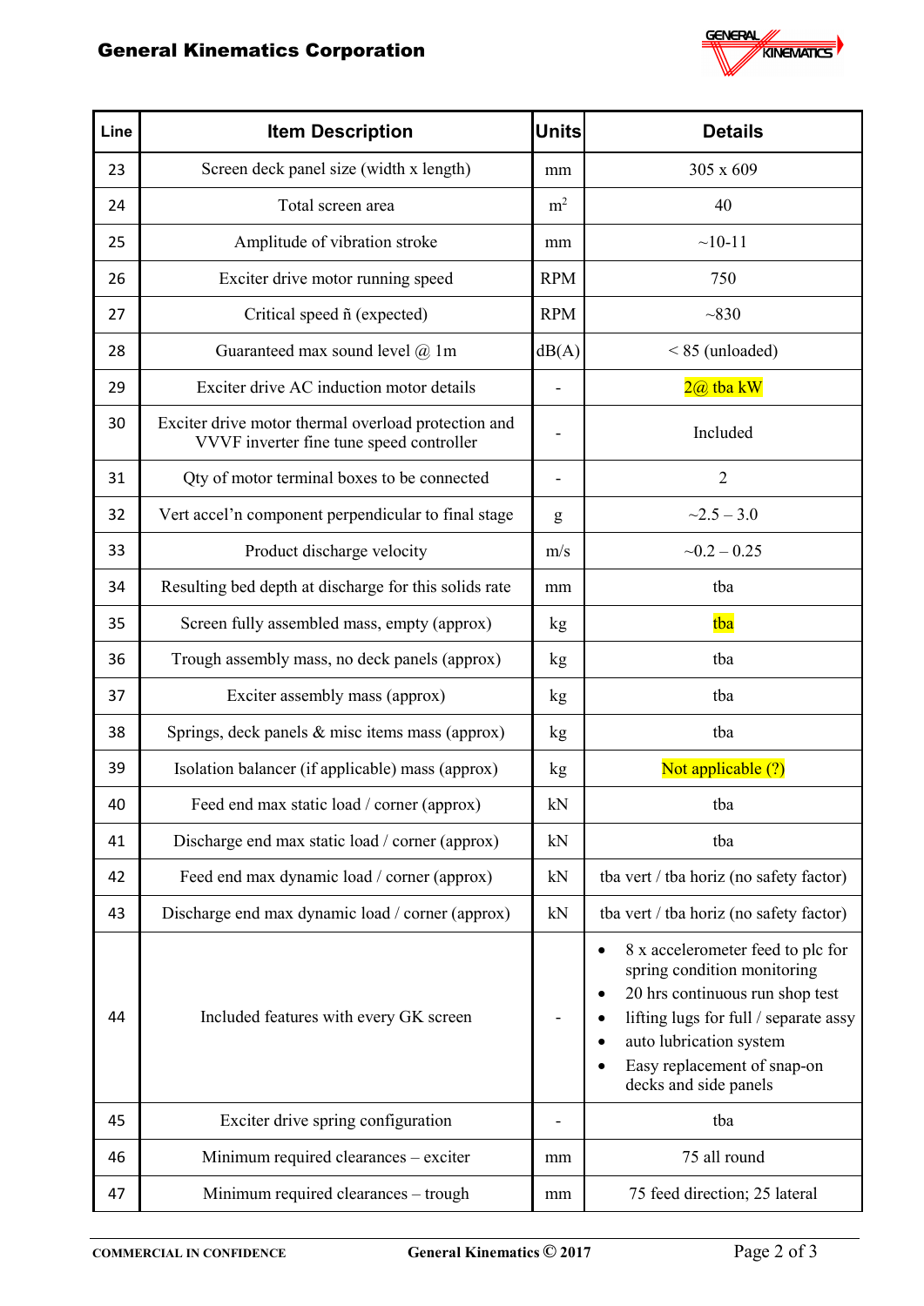| Line | Item Description | Units | Details |
|---|---|---|---|
| 23 | Screen deck panel size (width x length) | mm | 305 x 609 |
| 24 | Total screen area | $m^2$ | 40 |
| 25 | Amplitude of vibration stroke | mm | ~10-11 |
| 26 | Exciter drive motor running speed | RPM | 750 |
| 27 | Critical speed ñ (expected) | RPM | ~830 |
| 28 | Guaranteed max sound level @ 1m | dB(A) | < 85 (unloaded) |
| 29 | Exciter drive AC induction motor details | - | 2@ tba kW |
| 30 | Exciter drive motor thermal overload protection and VVVF inverter fine tune speed controller | - | Included |
| 31 | Qty of motor terminal boxes to be connected | - | 2 |
| 32 | Vert accel'n component perpendicular to final stage | g | ~2.5 – 3.0 |
| 33 | Product discharge velocity | m/s | ~0.2 – 0.25 |
| 34 | Resulting bed depth at discharge for this solids rate | mm | tba |
| 35 | Screen fully assembled mass, empty (approx) | kg | tba |
| 36 | Trough assembly mass, no deck panels (approx) | kg | tba |
| 37 | Exciter assembly mass (approx) | kg | tba |
| 38 | Springs, deck panels & misc items mass (approx) | kg | tba |
| 39 | Isolation balancer (if applicable) mass (approx) | kg | Not applicable (?) |
| 40 | Feed end max static load / corner (approx) | kN | tba |
| 41 | Discharge end max static load / corner (approx) | kN | tba |
| 42 | Feed end max dynamic load / corner (approx) | kN | tba vert / tba horiz (no safety factor) |
| 43 | Discharge end max dynamic load / corner (approx) | kN | tba vert / tba horiz (no safety factor) |
| 44 | Included features with every GK screen | - | • 8 x accelerometer feed to plc for spring condition monitoring<br>• 20 hrs continuous run shop test<br>• lifting lugs for full / separate assy<br>• auto lubrication system<br>• Easy replacement of snap-on decks and side panels |
| 45 | Exciter drive spring configuration | - | tba |
| 46 | Minimum required clearances – exciter | mm | 75 all round |
| 47 | Minimum required clearances – trough | mm | 75 feed direction; 25 lateral |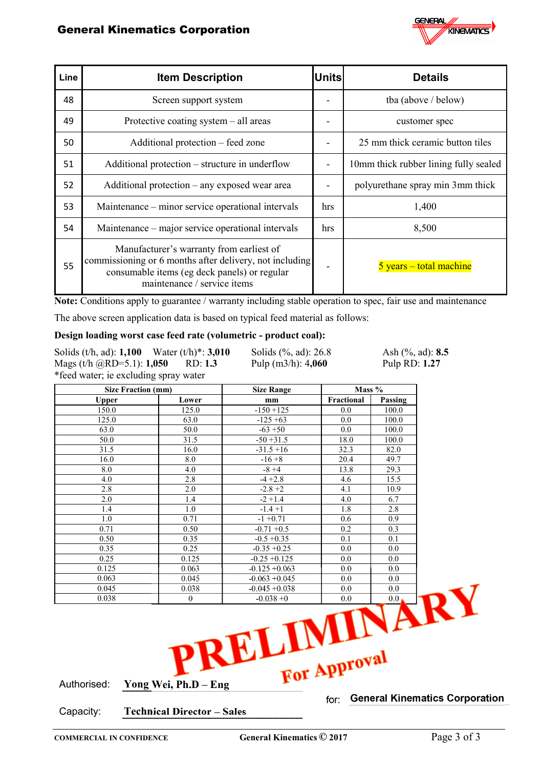| Line | Item Description | Units | Details |
|---|---|---|---|
| 48 | Screen support system | - | tba (above / below) |
| 49 | Protective coating system – all areas | - | customer spec |
| 50 | Additional protection – feed zone | - | 25 mm thick ceramic button tiles |
| 51 | Additional protection – structure in underflow | - | 10mm thick rubber lining fully sealed |
| 52 | Additional protection – any exposed wear area | - | polyurethane spray min 3mm thick |
| 53 | Maintenance – minor service operational intervals | hrs | 1,400 |
| 54 | Maintenance – major service operational intervals | hrs | 8,500 |
| 55 | Manufacturer's warranty from earliest of commissioning or 6 months after delivery, not including consumable items (eg deck panels) or regular maintenance / service items | - | 5 years – total machine |

**Note:** Conditions apply to guarantee / warranty including stable operation to spec, fair use and maintenance

The above screen application data is based on typical feed material as follows:

**Design loading worst case feed rate (volumetric - product coal):**

Solids (t/h, ad): **1,100** Water (t/h)*: **3,010** Solids (%, ad): 26.8 Ash (%, ad): **8.5**
Mags (t/h @RD=5.1): **1,050** RD: **1.3** Pulp (m3/h): **4,060** Pulp RD: **1.27**
*feed water; ie excluding spray water

| Size Fraction (mm) | | Size Range | Mass % | |
|---|---|---|---|---|
| Upper | Lower | mm | Fractional | Passing |
| 150.0 | 125.0 | -150 +125 | 0.0 | 100.0 |
| 125.0 | 63.0 | -125 +63 | 0.0 | 100.0 |
| 63.0 | 50.0 | -63 +50 | 0.0 | 100.0 |
| 50.0 | 31.5 | -50 +31.5 | 18.0 | 100.0 |
| 31.5 | 16.0 | -31.5 +16 | 32.3 | 82.0 |
| 16.0 | 8.0 | -16 +8 | 20.4 | 49.7 |
| 8.0 | 4.0 | -8 +4 | 13.8 | 29.3 |
| 4.0 | 2.8 | -4 +2.8 | 4.6 | 15.5 |
| 2.8 | 2.0 | -2.8 +2 | 4.1 | 10.9 |
| 2.0 | 1.4 | -2 +1.4 | 4.0 | 6.7 |
| 1.4 | 1.0 | -1.4 +1 | 1.8 | 2.8 |
| 1.0 | 0.71 | -1 +0.71 | 0.6 | 0.9 |
| 0.71 | 0.50 | -0.71 +0.5 | 0.2 | 0.3 |
| 0.50 | 0.35 | -0.5 +0.35 | 0.1 | 0.1 |
| 0.35 | 0.25 | -0.35 +0.25 | 0.0 | 0.0 |
| 0.25 | 0.125 | -0.25 +0.125 | 0.0 | 0.0 |
| 0.125 | 0.063 | -0.125 +0.063 | 0.0 | 0.0 |
| 0.063 | 0.045 | -0.063 +0.045 | 0.0 | 0.0 |
| 0.045 | 0.038 | -0.045 +0.038 | 0.0 | 0.0 |
| 0.038 | 0 | -0.038 +0 | 0.0 | 0.0 |

PRELIMINARY
For Approval

Authorised: **Yong Wei, Ph.D – Eng**

Capacity: **Technical Director – Sales**

for: **General Kinematics Corporation**

COMMERCIAL IN CONFIDENCE

General Kinematics © 2017